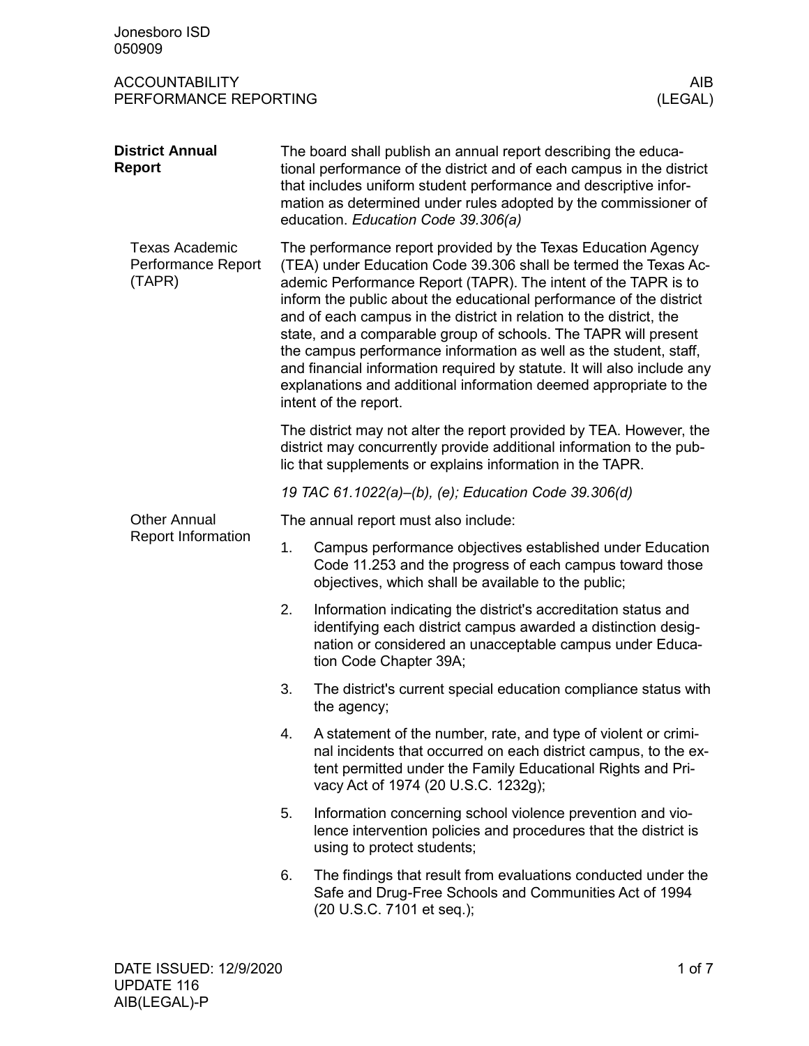Jonesboro ISD
050909

ACCOUNTABILITY
PERFORMANCE REPORTING

AIB
(LEGAL)

## District Annual Report

The board shall publish an annual report describing the educational performance of the district and of each campus in the district that includes uniform student performance and descriptive information as determined under rules adopted by the commissioner of education. *Education Code 39.306(a)*

### Texas Academic Performance Report (TAPR)

The performance report provided by the Texas Education Agency (TEA) under Education Code 39.306 shall be termed the Texas Academic Performance Report (TAPR). The intent of the TAPR is to inform the public about the educational performance of the district and of each campus in the district in relation to the district, the state, and a comparable group of schools. The TAPR will present the campus performance information as well as the student, staff, and financial information required by statute. It will also include any explanations and additional information deemed appropriate to the intent of the report.

The district may not alter the report provided by TEA. However, the district may concurrently provide additional information to the public that supplements or explains information in the TAPR.

*19 TAC 61.1022(a)–(b), (e); Education Code 39.306(d)*

### Other Annual Report Information

The annual report must also include:

1. Campus performance objectives established under Education Code 11.253 and the progress of each campus toward those objectives, which shall be available to the public;
2. Information indicating the district's accreditation status and identifying each district campus awarded a distinction designation or considered an unacceptable campus under Education Code Chapter 39A;
3. The district's current special education compliance status with the agency;
4. A statement of the number, rate, and type of violent or criminal incidents that occurred on each district campus, to the extent permitted under the Family Educational Rights and Privacy Act of 1974 (20 U.S.C. 1232g);
5. Information concerning school violence prevention and violence intervention policies and procedures that the district is using to protect students;
6. The findings that result from evaluations conducted under the Safe and Drug-Free Schools and Communities Act of 1994 (20 U.S.C. 7101 et seq.);

DATE ISSUED: 12/9/2020
UPDATE 116
AIB(LEGAL)-P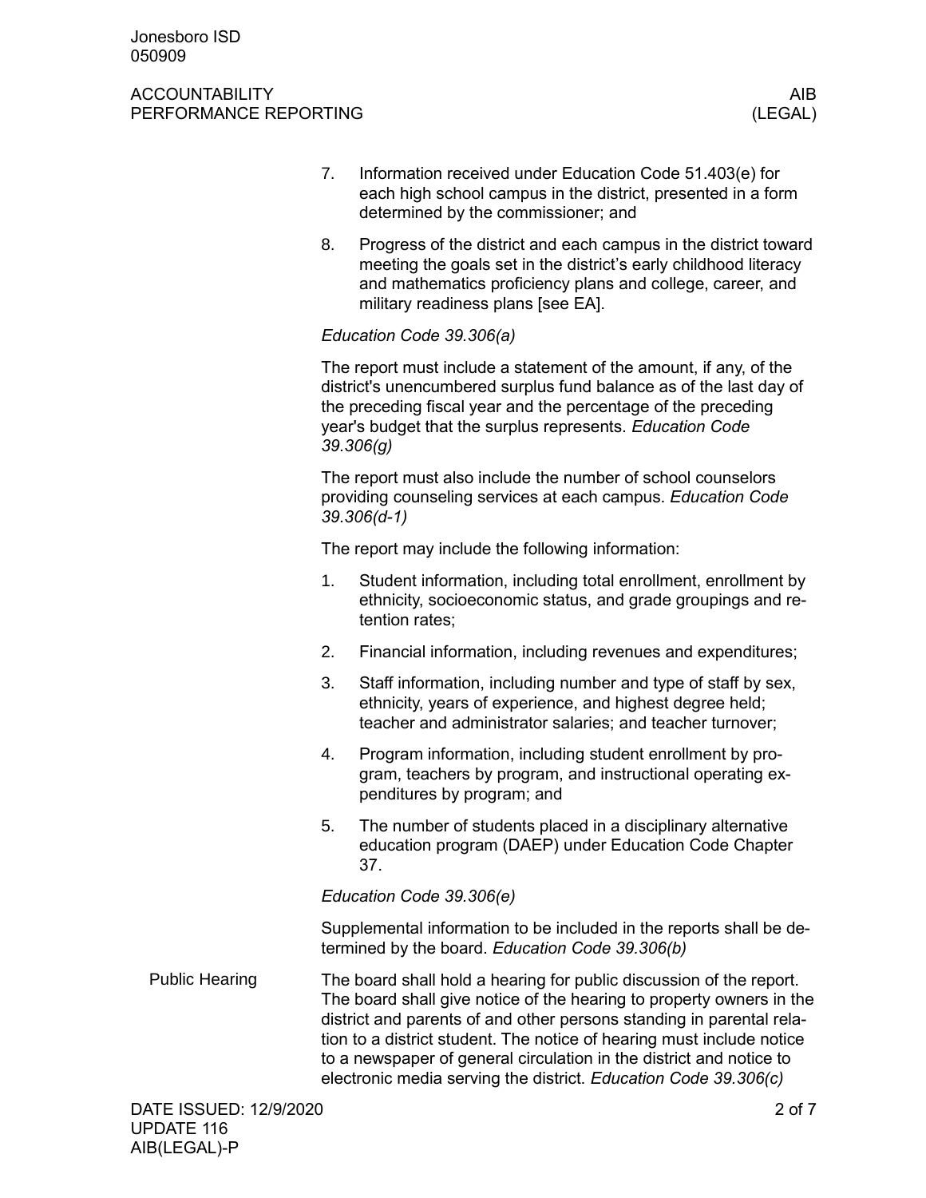7. Information received under Education Code 51.403(e) for each high school campus in the district, presented in a form determined by the commissioner; and
8. Progress of the district and each campus in the district toward meeting the goals set in the district's early childhood literacy and mathematics proficiency plans and college, career, and military readiness plans [see EA].

*Education Code 39.306(a)*

The report must include a statement of the amount, if any, of the district's unencumbered surplus fund balance as of the last day of the preceding fiscal year and the percentage of the preceding year's budget that the surplus represents. *Education Code 39.306(g)*

The report must also include the number of school counselors providing counseling services at each campus. *Education Code 39.306(d-1)*

The report may include the following information:

1. Student information, including total enrollment, enrollment by ethnicity, socioeconomic status, and grade groupings and retention rates;
2. Financial information, including revenues and expenditures;
3. Staff information, including number and type of staff by sex, ethnicity, years of experience, and highest degree held; teacher and administrator salaries; and teacher turnover;
4. Program information, including student enrollment by program, teachers by program, and instructional operating expenditures by program; and
5. The number of students placed in a disciplinary alternative education program (DAEP) under Education Code Chapter 37.

*Education Code 39.306(e)*

Supplemental information to be included in the reports shall be determined by the board. *Education Code 39.306(b)*

## Public Hearing

The board shall hold a hearing for public discussion of the report. The board shall give notice of the hearing to property owners in the district and parents of and other persons standing in parental relation to a district student. The notice of hearing must include notice to a newspaper of general circulation in the district and notice to electronic media serving the district. *Education Code 39.306(c)*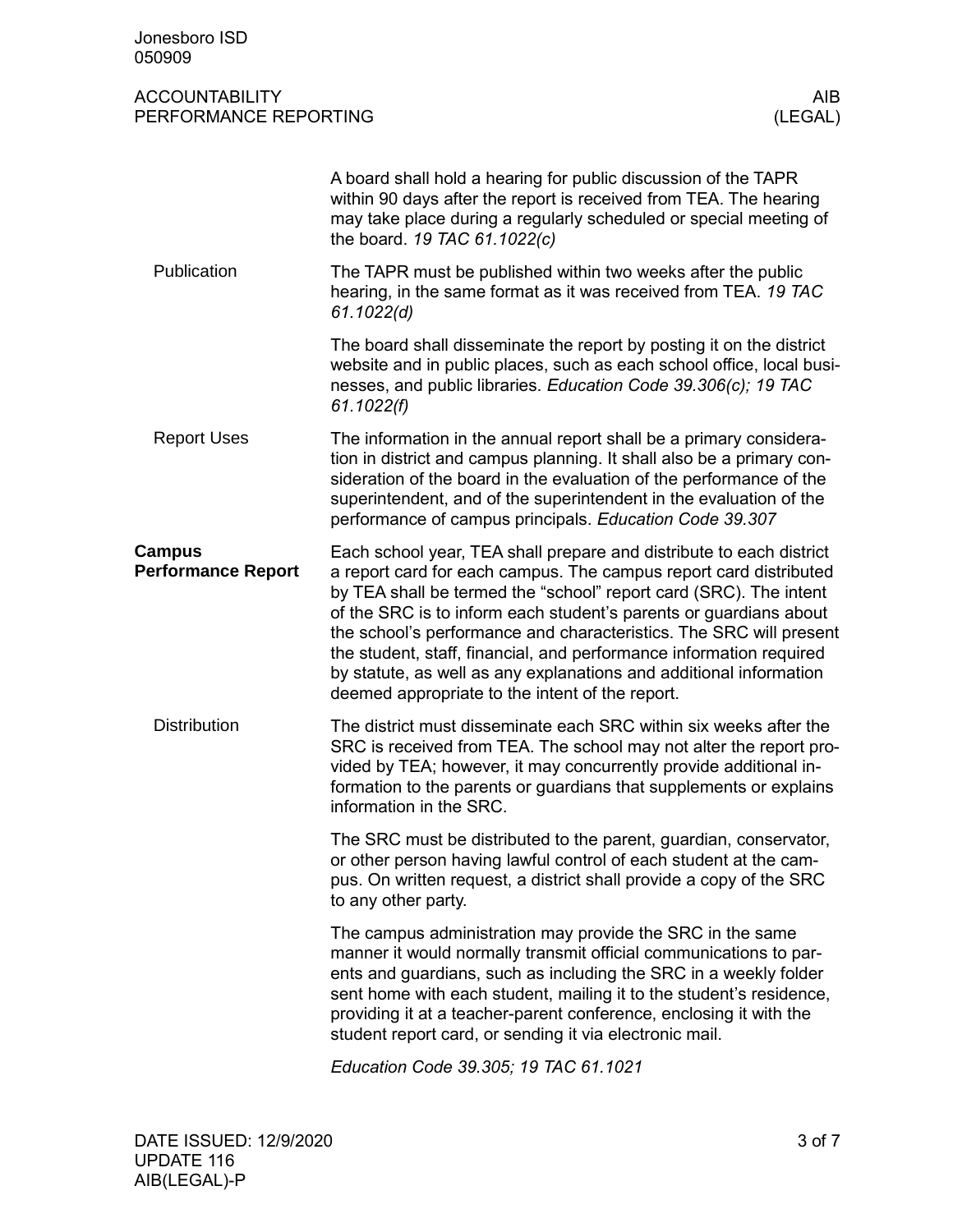A board shall hold a hearing for public discussion of the TAPR within 90 days after the report is received from TEA. The hearing may take place during a regularly scheduled or special meeting of the board. *19 TAC 61.1022(c)*

### Publication

The TAPR must be published within two weeks after the public hearing, in the same format as it was received from TEA. *19 TAC 61.1022(d)*

The board shall disseminate the report by posting it on the district website and in public places, such as each school office, local businesses, and public libraries. *Education Code 39.306(c); 19 TAC 61.1022(f)*

### Report Uses

The information in the annual report shall be a primary consideration in district and campus planning. It shall also be a primary consideration of the board in the evaluation of the performance of the superintendent, and of the superintendent in the evaluation of the performance of campus principals. *Education Code 39.307*

## Campus Performance Report

Each school year, TEA shall prepare and distribute to each district a report card for each campus. The campus report card distributed by TEA shall be termed the "school" report card (SRC). The intent of the SRC is to inform each student's parents or guardians about the school's performance and characteristics. The SRC will present the student, staff, financial, and performance information required by statute, as well as any explanations and additional information deemed appropriate to the intent of the report.

### Distribution

The district must disseminate each SRC within six weeks after the SRC is received from TEA. The school may not alter the report provided by TEA; however, it may concurrently provide additional information to the parents or guardians that supplements or explains information in the SRC.

The SRC must be distributed to the parent, guardian, conservator, or other person having lawful control of each student at the campus. On written request, a district shall provide a copy of the SRC to any other party.

The campus administration may provide the SRC in the same manner it would normally transmit official communications to parents and guardians, such as including the SRC in a weekly folder sent home with each student, mailing it to the student's residence, providing it at a teacher-parent conference, enclosing it with the student report card, or sending it via electronic mail.

*Education Code 39.305; 19 TAC 61.1021*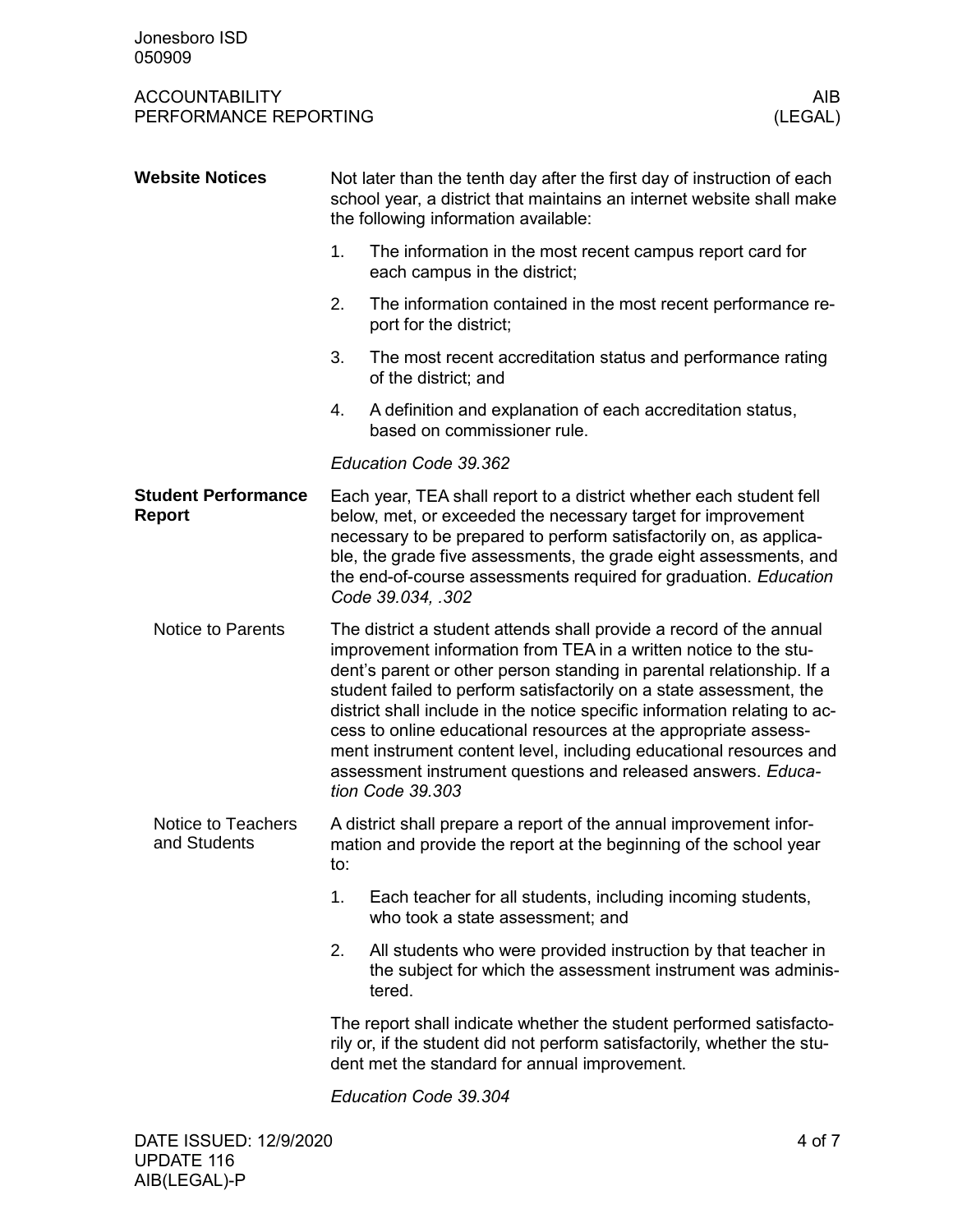## Website Notices

Not later than the tenth day after the first day of instruction of each school year, a district that maintains an internet website shall make the following information available:

1. The information in the most recent campus report card for each campus in the district;
2. The information contained in the most recent performance report for the district;
3. The most recent accreditation status and performance rating of the district; and
4. A definition and explanation of each accreditation status, based on commissioner rule.

*Education Code 39.362*

## Student Performance Report

Each year, TEA shall report to a district whether each student fell below, met, or exceeded the necessary target for improvement necessary to be prepared to perform satisfactorily on, as applicable, the grade five assessments, the grade eight assessments, and the end-of-course assessments required for graduation. *Education Code 39.034, .302*

### Notice to Parents

The district a student attends shall provide a record of the annual improvement information from TEA in a written notice to the student's parent or other person standing in parental relationship. If a student failed to perform satisfactorily on a state assessment, the district shall include in the notice specific information relating to access to online educational resources at the appropriate assessment instrument content level, including educational resources and assessment instrument questions and released answers. *Education Code 39.303*

### Notice to Teachers and Students

A district shall prepare a report of the annual improvement information and provide the report at the beginning of the school year to:

1. Each teacher for all students, including incoming students, who took a state assessment; and
2. All students who were provided instruction by that teacher in the subject for which the assessment instrument was administered.

The report shall indicate whether the student performed satisfactorily or, if the student did not perform satisfactorily, whether the student met the standard for annual improvement.

*Education Code 39.304*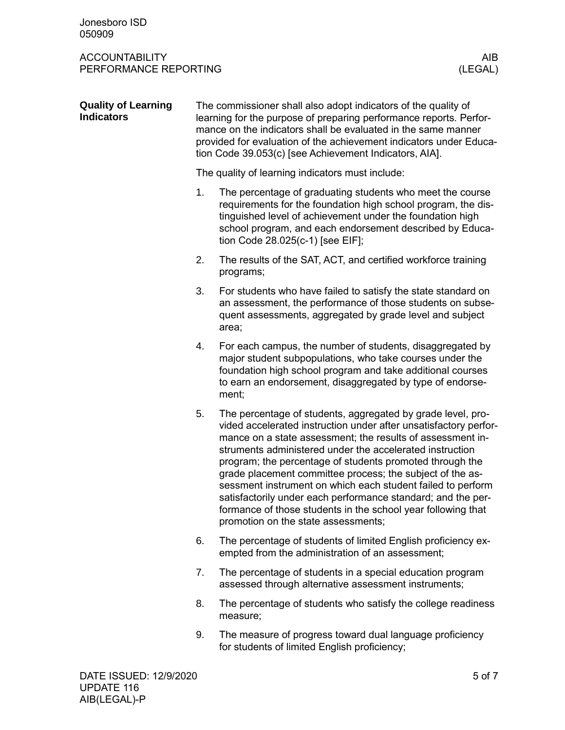## Quality of Learning Indicators

The commissioner shall also adopt indicators of the quality of learning for the purpose of preparing performance reports. Performance on the indicators shall be evaluated in the same manner provided for evaluation of the achievement indicators under Education Code 39.053(c) [see Achievement Indicators, AIA].

The quality of learning indicators must include:

1. The percentage of graduating students who meet the course requirements for the foundation high school program, the distinguished level of achievement under the foundation high school program, and each endorsement described by Education Code 28.025(c-1) [see EIF];
2. The results of the SAT, ACT, and certified workforce training programs;
3. For students who have failed to satisfy the state standard on an assessment, the performance of those students on subsequent assessments, aggregated by grade level and subject area;
4. For each campus, the number of students, disaggregated by major student subpopulations, who take courses under the foundation high school program and take additional courses to earn an endorsement, disaggregated by type of endorsement;
5. The percentage of students, aggregated by grade level, provided accelerated instruction under after unsatisfactory performance on a state assessment; the results of assessment instruments administered under the accelerated instruction program; the percentage of students promoted through the grade placement committee process; the subject of the assessment instrument on which each student failed to perform satisfactorily under each performance standard; and the performance of those students in the school year following that promotion on the state assessments;
6. The percentage of students of limited English proficiency exempted from the administration of an assessment;
7. The percentage of students in a special education program assessed through alternative assessment instruments;
8. The percentage of students who satisfy the college readiness measure;
9. The measure of progress toward dual language proficiency for students of limited English proficiency;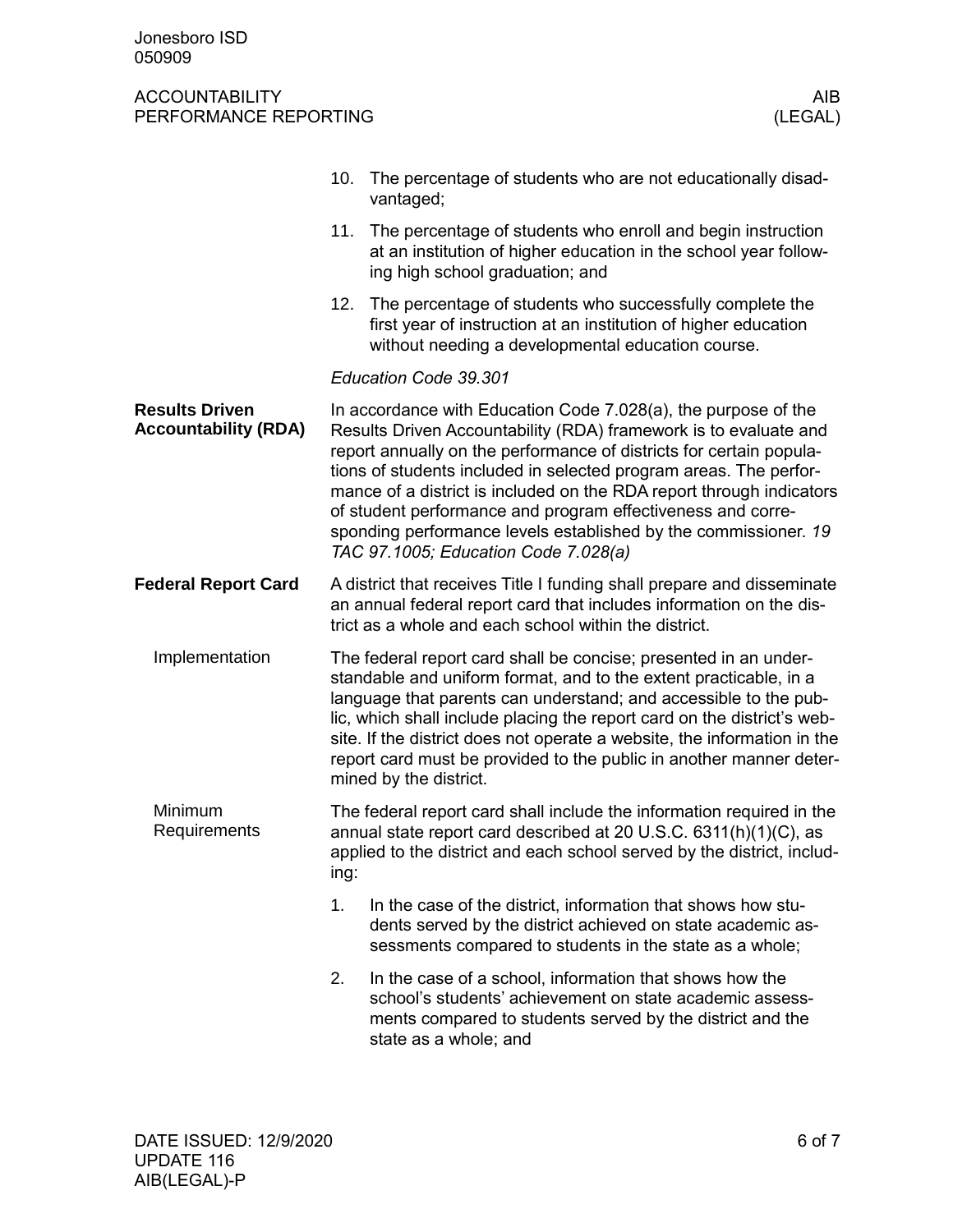10. The percentage of students who are not educationally disadvantaged;
11. The percentage of students who enroll and begin instruction at an institution of higher education in the school year following high school graduation; and
12. The percentage of students who successfully complete the first year of instruction at an institution of higher education without needing a developmental education course.

*Education Code 39.301*

## Results Driven Accountability (RDA)

In accordance with Education Code 7.028(a), the purpose of the Results Driven Accountability (RDA) framework is to evaluate and report annually on the performance of districts for certain populations of students included in selected program areas. The performance of a district is included on the RDA report through indicators of student performance and program effectiveness and corresponding performance levels established by the commissioner. *19 TAC 97.1005; Education Code 7.028(a)*

## Federal Report Card

A district that receives Title I funding shall prepare and disseminate an annual federal report card that includes information on the district as a whole and each school within the district.

### Implementation

The federal report card shall be concise; presented in an understandable and uniform format, and to the extent practicable, in a language that parents can understand; and accessible to the public, which shall include placing the report card on the district's website. If the district does not operate a website, the information in the report card must be provided to the public in another manner determined by the district.

### Minimum Requirements

The federal report card shall include the information required in the annual state report card described at 20 U.S.C. 6311(h)(1)(C), as applied to the district and each school served by the district, including:

1. In the case of the district, information that shows how students served by the district achieved on state academic assessments compared to students in the state as a whole;
2. In the case of a school, information that shows how the school's students' achievement on state academic assessments compared to students served by the district and the state as a whole; and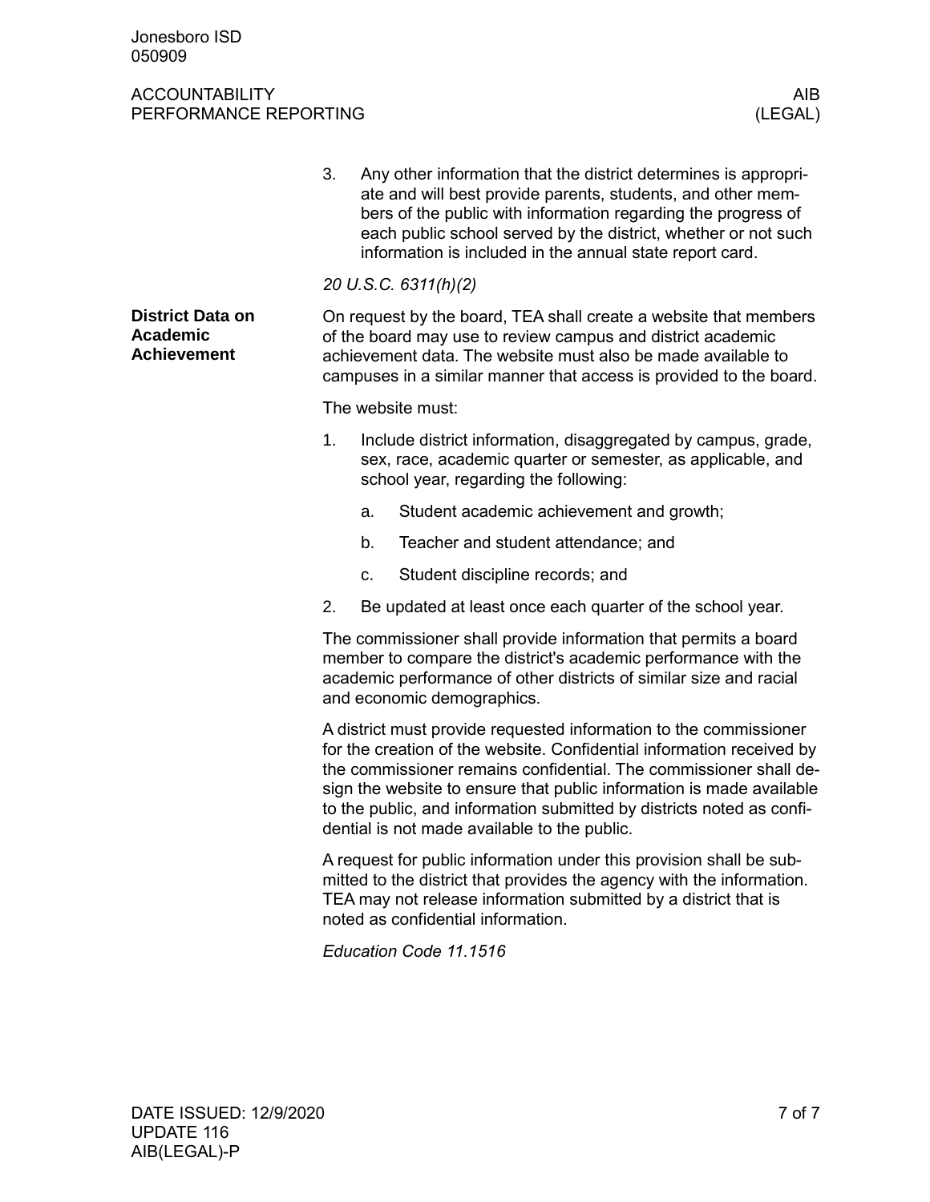3. Any other information that the district determines is appropriate and will best provide parents, students, and other members of the public with information regarding the progress of each public school served by the district, whether or not such information is included in the annual state report card.

*20 U.S.C. 6311(h)(2)*

## District Data on Academic Achievement

On request by the board, TEA shall create a website that members of the board may use to review campus and district academic achievement data. The website must also be made available to campuses in a similar manner that access is provided to the board.

The website must:

1. Include district information, disaggregated by campus, grade, sex, race, academic quarter or semester, as applicable, and school year, regarding the following:
   a. Student academic achievement and growth;
   b. Teacher and student attendance; and
   c. Student discipline records; and
2. Be updated at least once each quarter of the school year.

The commissioner shall provide information that permits a board member to compare the district's academic performance with the academic performance of other districts of similar size and racial and economic demographics.

A district must provide requested information to the commissioner for the creation of the website. Confidential information received by the commissioner remains confidential. The commissioner shall design the website to ensure that public information is made available to the public, and information submitted by districts noted as confidential is not made available to the public.

A request for public information under this provision shall be submitted to the district that provides the agency with the information. TEA may not release information submitted by a district that is noted as confidential information.

*Education Code 11.1516*